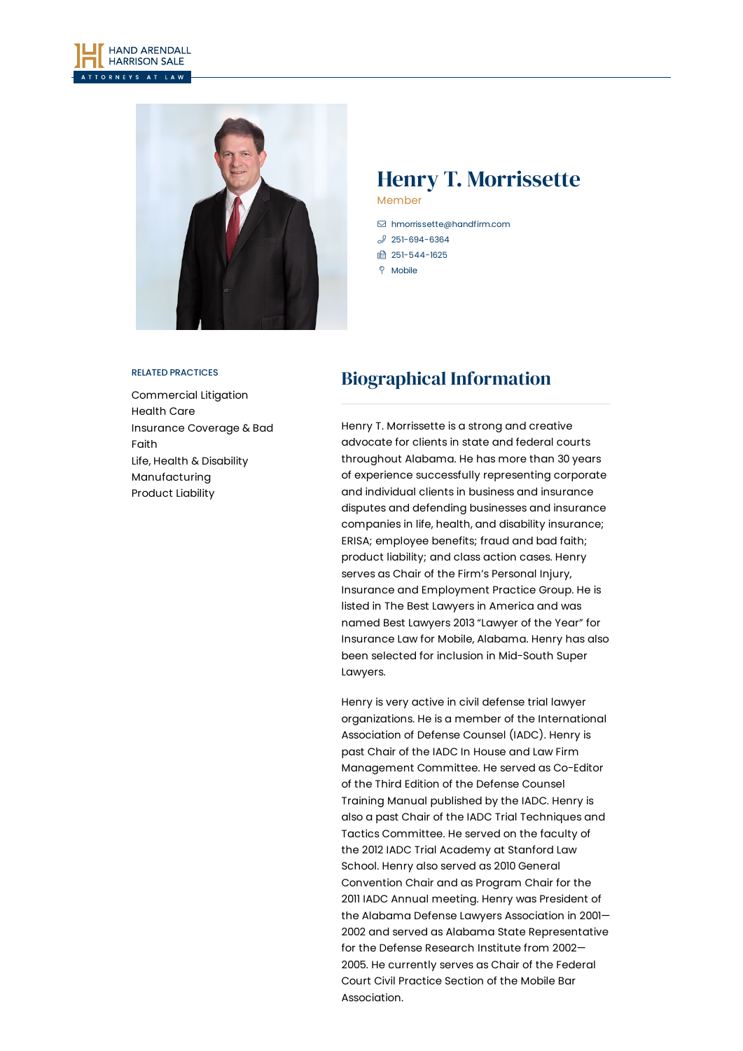# Henry T. Morrissette

Member

hmorrissette@handfirm.com
251-694-6364
251-544-1625
Mobile

RELATED PRACTICES

Commercial Litigation
Health Care
Insurance Coverage & Bad Faith
Life, Health & Disability
Manufacturing
Product Liability

## Biographical Information

Henry T. Morrissette is a strong and creative advocate for clients in state and federal courts throughout Alabama. He has more than 30 years of experience successfully representing corporate and individual clients in business and insurance disputes and defending businesses and insurance companies in life, health, and disability insurance; ERISA; employee benefits; fraud and bad faith; product liability; and class action cases. Henry serves as Chair of the Firm's Personal Injury, Insurance and Employment Practice Group. He is listed in The Best Lawyers in America and was named Best Lawyers 2013 "Lawyer of the Year" for Insurance Law for Mobile, Alabama. Henry has also been selected for inclusion in Mid-South Super Lawyers.

Henry is very active in civil defense trial lawyer organizations. He is a member of the International Association of Defense Counsel (IADC). Henry is past Chair of the IADC In House and Law Firm Management Committee. He served as Co-Editor of the Third Edition of the Defense Counsel Training Manual published by the IADC. Henry is also a past Chair of the IADC Trial Techniques and Tactics Committee. He served on the faculty of the 2012 IADC Trial Academy at Stanford Law School. Henry also served as 2010 General Convention Chair and as Program Chair for the 2011 IADC Annual meeting. Henry was President of the Alabama Defense Lawyers Association in 2001—2002 and served as Alabama State Representative for the Defense Research Institute from 2002—2005. He currently serves as Chair of the Federal Court Civil Practice Section of the Mobile Bar Association.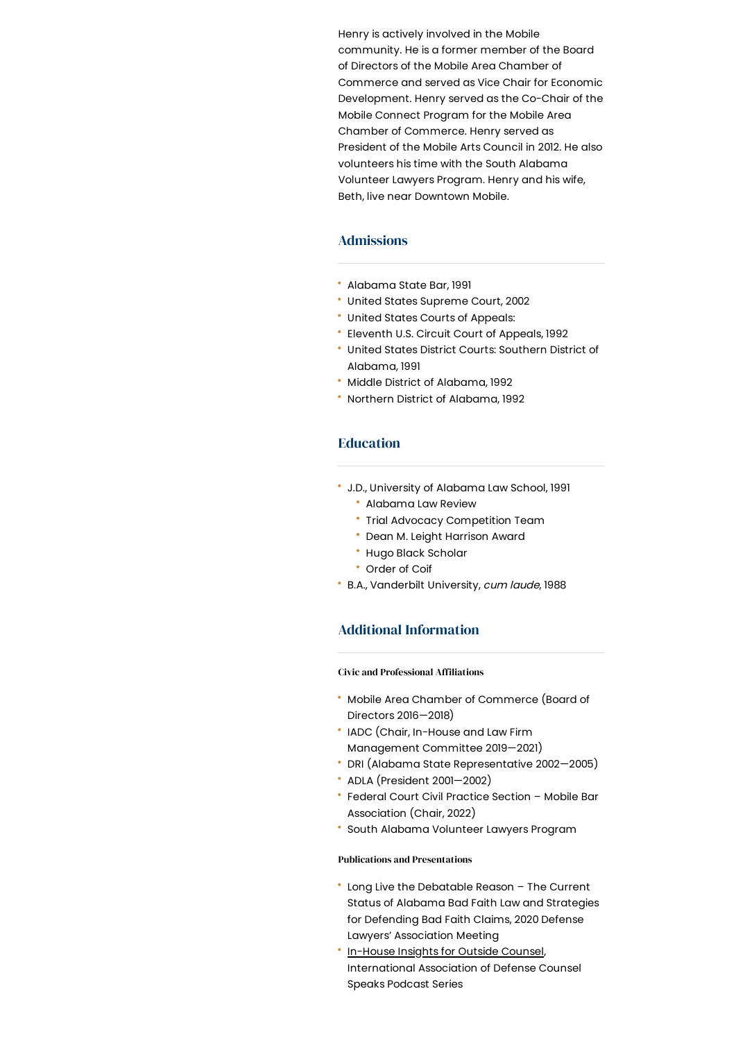Henry is actively involved in the Mobile community. He is a former member of the Board of Directors of the Mobile Area Chamber of Commerce and served as Vice Chair for Economic Development. Henry served as the Co-Chair of the Mobile Connect Program for the Mobile Area Chamber of Commerce. Henry served as President of the Mobile Arts Council in 2012. He also volunteers his time with the South Alabama Volunteer Lawyers Program. Henry and his wife, Beth, live near Downtown Mobile.

## Admissions

- Alabama State Bar, 1991
- United States Supreme Court, 2002
- United States Courts of Appeals:
- Eleventh U.S. Circuit Court of Appeals, 1992
- United States District Courts: Southern District of Alabama, 1991
- Middle District of Alabama, 1992
- Northern District of Alabama, 1992

## Education

- J.D., University of Alabama Law School, 1991
  - Alabama Law Review
  - Trial Advocacy Competition Team
  - Dean M. Leight Harrison Award
  - Hugo Black Scholar
  - Order of Coif
- B.A., Vanderbilt University, *cum laude*, 1988

## Additional Information

#### Civic and Professional Affiliations

- Mobile Area Chamber of Commerce (Board of Directors 2016—2018)
- IADC (Chair, In-House and Law Firm Management Committee 2019—2021)
- DRI (Alabama State Representative 2002—2005)
- ADLA (President 2001—2002)
- Federal Court Civil Practice Section – Mobile Bar Association (Chair, 2022)
- South Alabama Volunteer Lawyers Program

#### Publications and Presentations

- Long Live the Debatable Reason – The Current Status of Alabama Bad Faith Law and Strategies for Defending Bad Faith Claims, 2020 Defense Lawyers' Association Meeting
- In-House Insights for Outside Counsel, International Association of Defense Counsel Speaks Podcast Series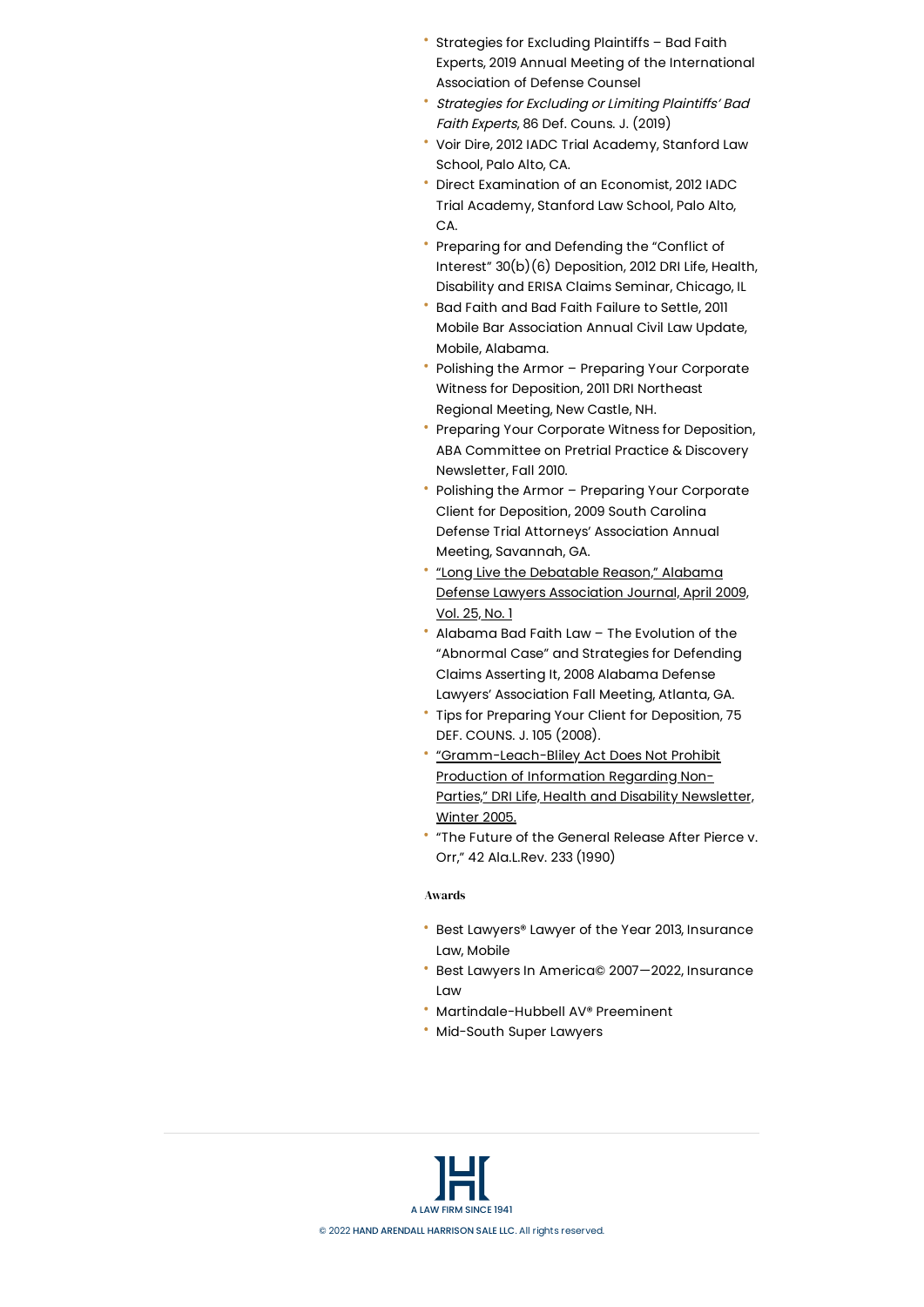- Strategies for Excluding Plaintiffs – Bad Faith Experts, 2019 Annual Meeting of the International Association of Defense Counsel
- *Strategies for Excluding or Limiting Plaintiffs' Bad Faith Experts*, 86 Def. Couns. J. (2019)
- Voir Dire, 2012 IADC Trial Academy, Stanford Law School, Palo Alto, CA.
- Direct Examination of an Economist, 2012 IADC Trial Academy, Stanford Law School, Palo Alto, CA.
- Preparing for and Defending the "Conflict of Interest" 30(b)(6) Deposition, 2012 DRI Life, Health, Disability and ERISA Claims Seminar, Chicago, IL
- Bad Faith and Bad Faith Failure to Settle, 2011 Mobile Bar Association Annual Civil Law Update, Mobile, Alabama.
- Polishing the Armor – Preparing Your Corporate Witness for Deposition, 2011 DRI Northeast Regional Meeting, New Castle, NH.
- Preparing Your Corporate Witness for Deposition, ABA Committee on Pretrial Practice & Discovery Newsletter, Fall 2010.
- Polishing the Armor – Preparing Your Corporate Client for Deposition, 2009 South Carolina Defense Trial Attorneys' Association Annual Meeting, Savannah, GA.
- "Long Live the Debatable Reason," Alabama Defense Lawyers Association Journal, April 2009, Vol. 25, No. 1
- Alabama Bad Faith Law – The Evolution of the "Abnormal Case" and Strategies for Defending Claims Asserting It, 2008 Alabama Defense Lawyers' Association Fall Meeting, Atlanta, GA.
- Tips for Preparing Your Client for Deposition, 75 DEF. COUNS. J. 105 (2008).
- "Gramm-Leach-Bliley Act Does Not Prohibit Production of Information Regarding Non-Parties," DRI Life, Health and Disability Newsletter, Winter 2005.
- "The Future of the General Release After Pierce v. Orr," 42 Ala.L.Rev. 233 (1990)

#### Awards

- Best Lawyers® Lawyer of the Year 2013, Insurance Law, Mobile
- Best Lawyers In America© 2007—2022, Insurance Law
- Martindale-Hubbell AV® Preeminent
- Mid-South Super Lawyers

A LAW FIRM SINCE 1941

© 2022 HAND ARENDALL HARRISON SALE LLC. All rights reserved.